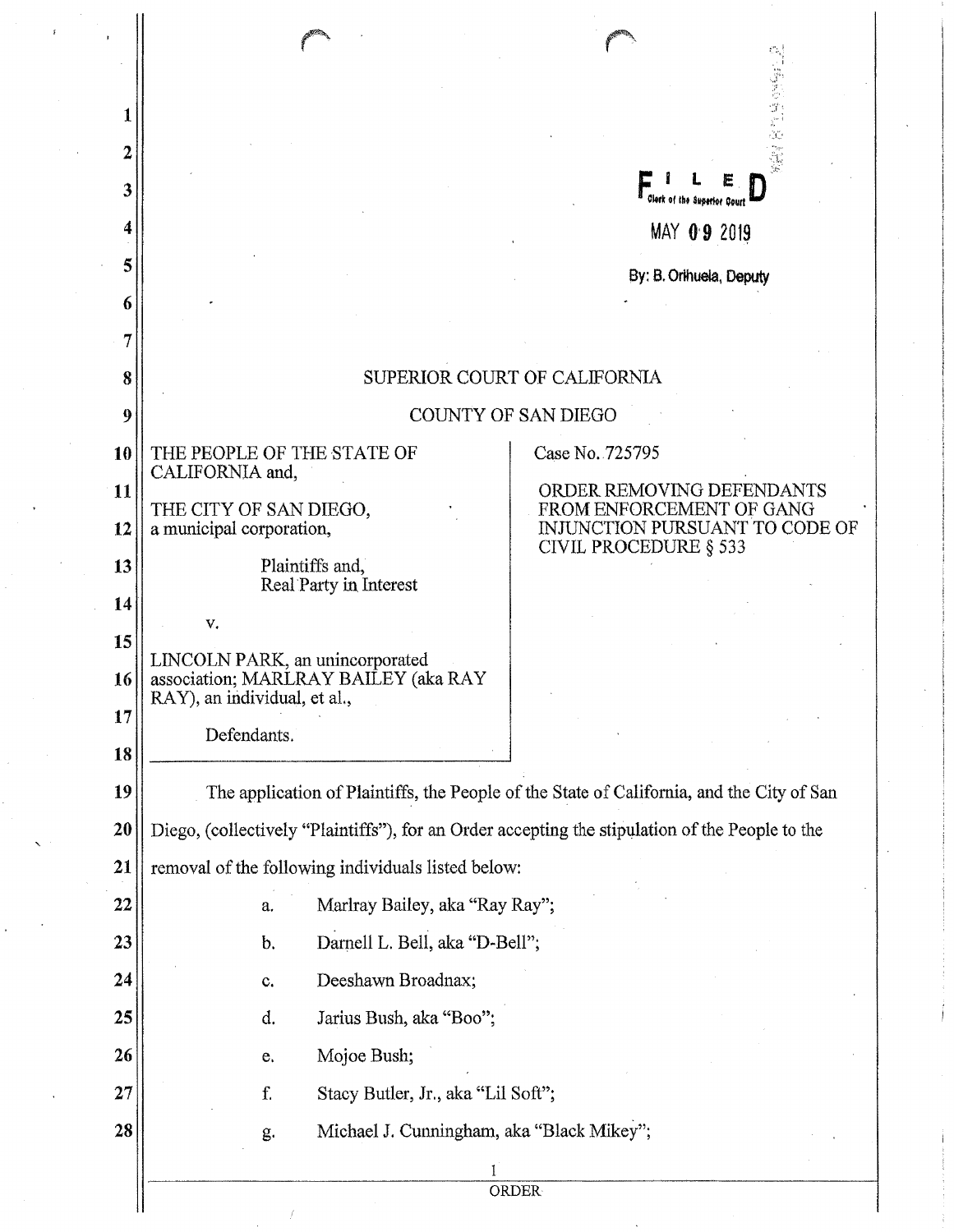FILED
Clerk of the Superior Court

MAY 09 2019

By: B. Orihuela, Deputy

SUPERIOR COURT OF CALIFORNIA

COUNTY OF SAN DIEGO

THE PEOPLE OF THE STATE OF CALIFORNIA and,

THE CITY OF SAN DIEGO, a municipal corporation,

Plaintiffs and, Real Party in Interest

v.

LINCOLN PARK, an unincorporated association; MARLRAY BAILEY (aka RAY RAY), an individual, et al.,

Defendants.

Case No. 725795

ORDER REMOVING DEFENDANTS FROM ENFORCEMENT OF GANG INJUNCTION PURSUANT TO CODE OF CIVIL PROCEDURE § 533

The application of Plaintiffs, the People of the State of California, and the City of San Diego, (collectively "Plaintiffs"), for an Order accepting the stipulation of the People to the removal of the following individuals listed below:

a. Marlray Bailey, aka "Ray Ray";

b. Darnell L. Bell, aka "D-Bell";

c. Deeshawn Broadnax;

d. Jarius Bush, aka "Boo";

e. Mojoe Bush;

f. Stacy Butler, Jr., aka "Lil Soft";

g. Michael J. Cunningham, aka "Black Mikey";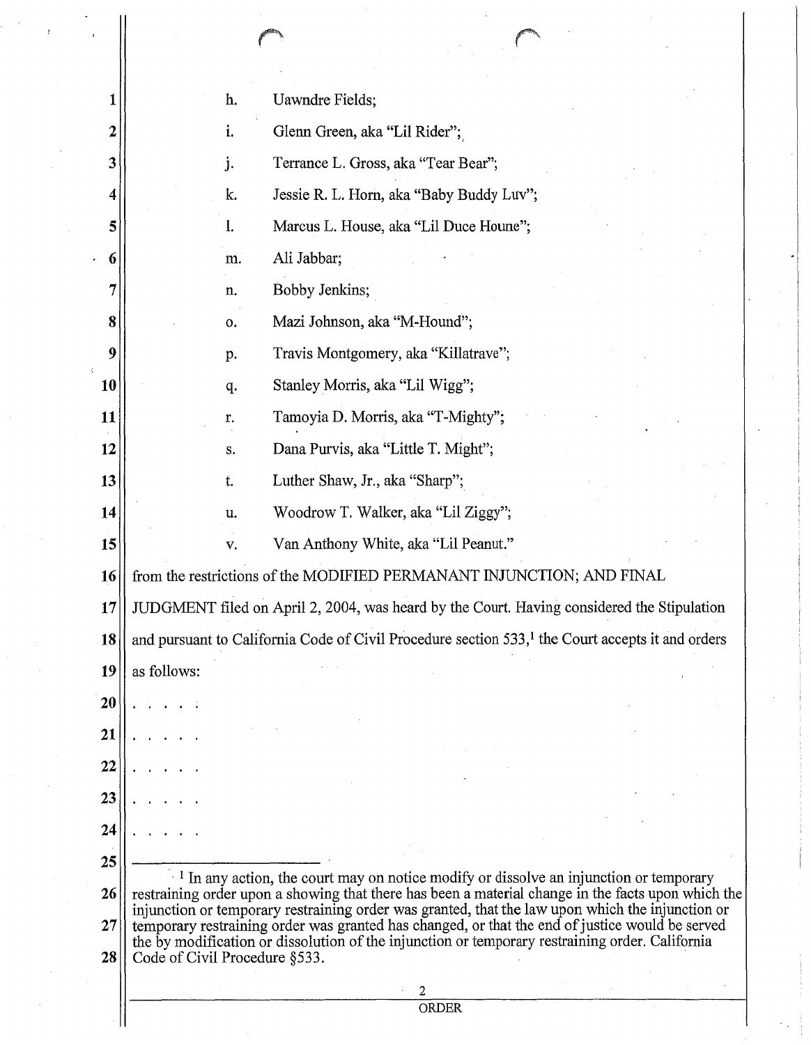h. Uawndre Fields;

i. Glenn Green, aka "Lil Rider";

j. Terrance L. Gross, aka "Tear Bear";

k. Jessie R. L. Horn, aka "Baby Buddy Luv";

l. Marcus L. House, aka "Lil Duce Houne";

m. Ali Jabbar;

n. Bobby Jenkins;

o. Mazi Johnson, aka "M-Hound";

p. Travis Montgomery, aka "Killatrave";

q. Stanley Morris, aka "Lil Wigg";

r. Tamoyia D. Morris, aka "T-Mighty";

s. Dana Purvis, aka "Little T. Might";

t. Luther Shaw, Jr., aka "Sharp";

u. Woodrow T. Walker, aka "Lil Ziggy";

v. Van Anthony White, aka "Lil Peanut."

from the restrictions of the MODIFIED PERMANANT INJUNCTION; AND FINAL JUDGMENT filed on April 2, 2004, was heard by the Court. Having considered the Stipulation and pursuant to California Code of Civil Procedure section 533,[1] the Court accepts it and orders as follows:

. . . . .

. . . . .

. . . . .

. . . . .

. . . . .

---

[1] In any action, the court may on notice modify or dissolve an injunction or temporary restraining order upon a showing that there has been a material change in the facts upon which the injunction or temporary restraining order was granted, that the law upon which the injunction or temporary restraining order was granted has changed, or that the end of justice would be served the by modification or dissolution of the injunction or temporary restraining order. California Code of Civil Procedure §533.

ORDER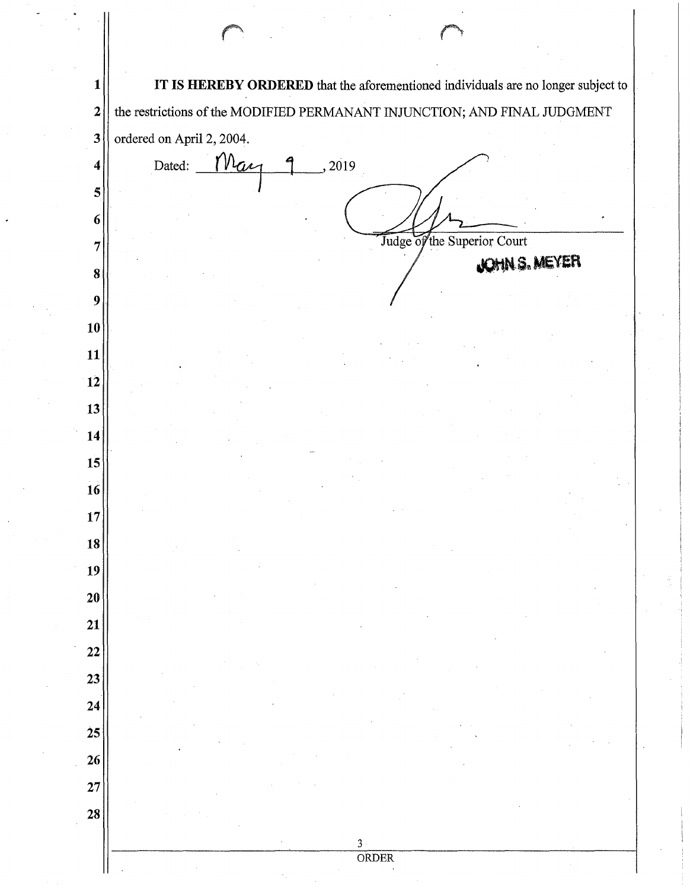**IT IS HEREBY ORDERED** that the aforementioned individuals are no longer subject to the restrictions of the MODIFIED PERMANANT INJUNCTION; AND FINAL JUDGMENT ordered on April 2, 2004.

Dated: May 9, 2019

Judge of the Superior Court

JOHN S. MEYER

ORDER